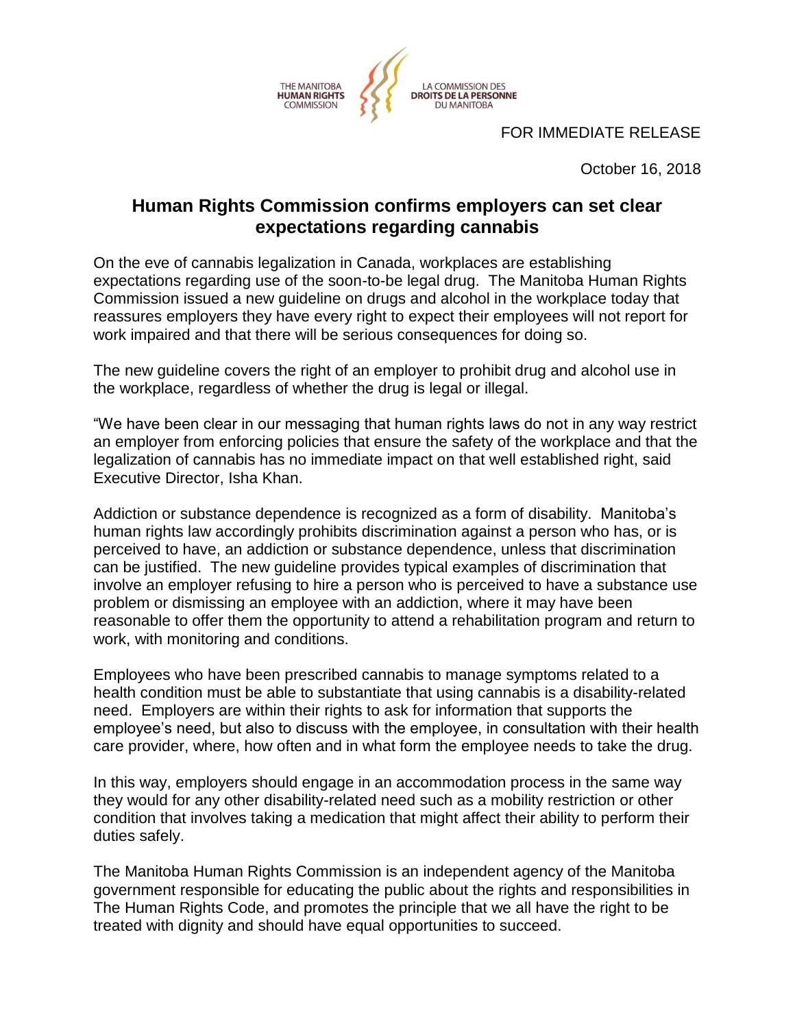THE MANITOBA **HUMAN RIGHTS** COMMISSION

LA COMMISSION DES **DROITS DE LA PERSONNE** DU MANITOBA

FOR IMMEDIATE RELEASE

October 16, 2018

# Human Rights Commission confirms employers can set clear expectations regarding cannabis

On the eve of cannabis legalization in Canada, workplaces are establishing expectations regarding use of the soon-to-be legal drug. The Manitoba Human Rights Commission issued a new guideline on drugs and alcohol in the workplace today that reassures employers they have every right to expect their employees will not report for work impaired and that there will be serious consequences for doing so.

The new guideline covers the right of an employer to prohibit drug and alcohol use in the workplace, regardless of whether the drug is legal or illegal.

"We have been clear in our messaging that human rights laws do not in any way restrict an employer from enforcing policies that ensure the safety of the workplace and that the legalization of cannabis has no immediate impact on that well established right, said Executive Director, Isha Khan.

Addiction or substance dependence is recognized as a form of disability. Manitoba's human rights law accordingly prohibits discrimination against a person who has, or is perceived to have, an addiction or substance dependence, unless that discrimination can be justified. The new guideline provides typical examples of discrimination that involve an employer refusing to hire a person who is perceived to have a substance use problem or dismissing an employee with an addiction, where it may have been reasonable to offer them the opportunity to attend a rehabilitation program and return to work, with monitoring and conditions.

Employees who have been prescribed cannabis to manage symptoms related to a health condition must be able to substantiate that using cannabis is a disability-related need. Employers are within their rights to ask for information that supports the employee's need, but also to discuss with the employee, in consultation with their health care provider, where, how often and in what form the employee needs to take the drug.

In this way, employers should engage in an accommodation process in the same way they would for any other disability-related need such as a mobility restriction or other condition that involves taking a medication that might affect their ability to perform their duties safely.

The Manitoba Human Rights Commission is an independent agency of the Manitoba government responsible for educating the public about the rights and responsibilities in The Human Rights Code, and promotes the principle that we all have the right to be treated with dignity and should have equal opportunities to succeed.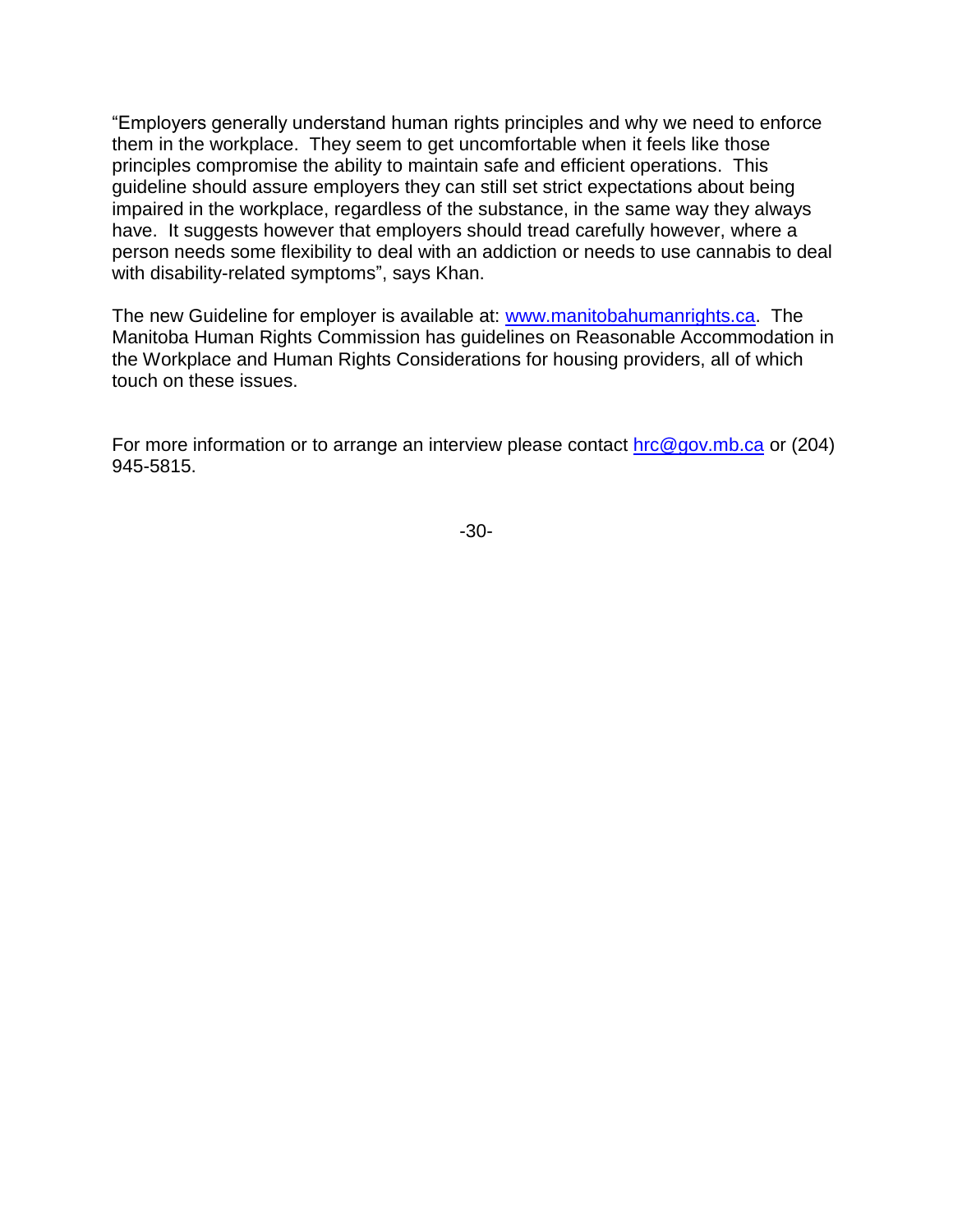“Employers generally understand human rights principles and why we need to enforce them in the workplace. They seem to get uncomfortable when it feels like those principles compromise the ability to maintain safe and efficient operations. This guideline should assure employers they can still set strict expectations about being impaired in the workplace, regardless of the substance, in the same way they always have. It suggests however that employers should tread carefully however, where a person needs some flexibility to deal with an addiction or needs to use cannabis to deal with disability-related symptoms”, says Khan.

The new Guideline for employer is available at: [www.manitobahumanrights.ca](http://www.manitobahumanrights.ca). The Manitoba Human Rights Commission has guidelines on Reasonable Accommodation in the Workplace and Human Rights Considerations for housing providers, all of which touch on these issues.

For more information or to arrange an interview please contact [hrc@gov.mb.ca](mailto:hrc@gov.mb.ca) or (204) 945-5815.

-30-